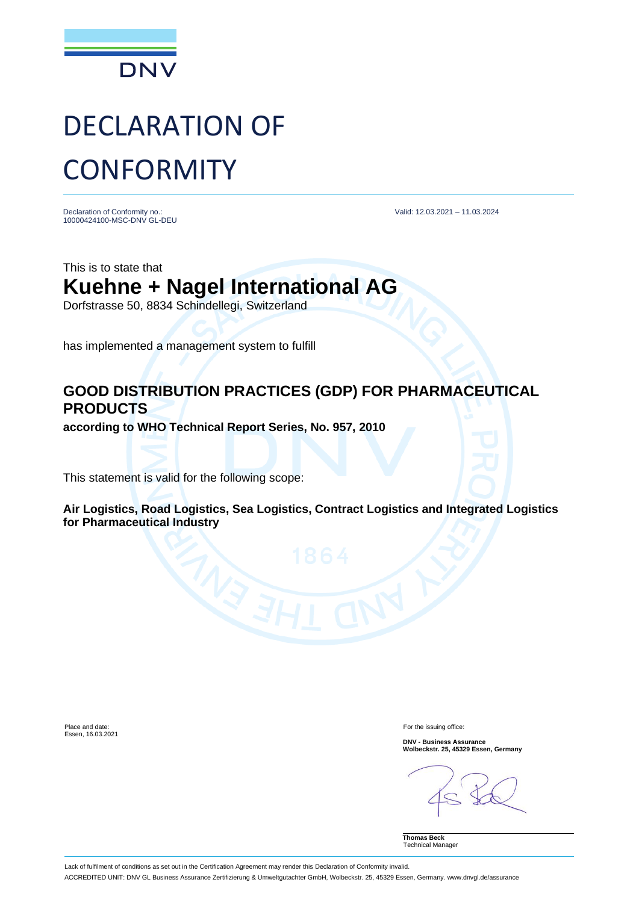DNV

# DECLARATION OF CONFORMITY

Declaration of Conformity no.:
10000424100-MSC-DNV GL-DEU

Valid: 12.03.2021 – 11.03.2024

This is to state that

## Kuehne + Nagel International AG

Dorfstrasse 50, 8834 Schindellegi, Switzerland

has implemented a management system to fulfill

### GOOD DISTRIBUTION PRACTICES (GDP) FOR PHARMACEUTICAL PRODUCTS

**according to WHO Technical Report Series, No. 957, 2010**

This statement is valid for the following scope:

**Air Logistics, Road Logistics, Sea Logistics, Contract Logistics and Integrated Logistics for Pharmaceutical Industry**

Place and date:
Essen, 16.03.2021

For the issuing office:

**DNV - Business Assurance**
**Wolbeckstr. 25, 45329 Essen, Germany**

**Thomas Beck**
Technical Manager

Lack of fulfilment of conditions as set out in the Certification Agreement may render this Declaration of Conformity invalid.

ACCREDITED UNIT: DNV GL Business Assurance Zertifizierung & Umweltgutachter GmbH, Wolbeckstr. 25, 45329 Essen, Germany. www.dnvgl.de/assurance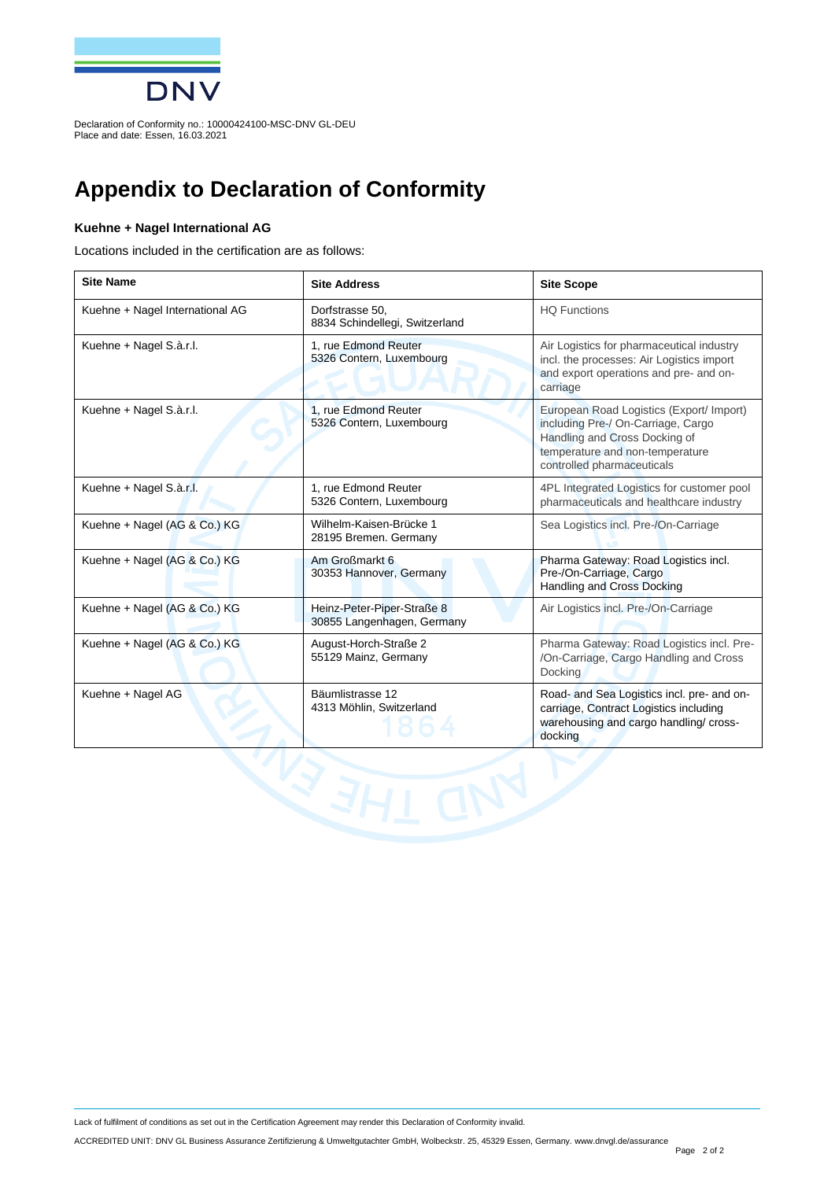Declaration of Conformity no.: 10000424100-MSC-DNV GL-DEU
Place and date: Essen, 16.03.2021

# Appendix to Declaration of Conformity

**Kuehne + Nagel International AG**

Locations included in the certification are as follows:

| Site Name | Site Address | Site Scope |
|---|---|---|
| Kuehne + Nagel International AG | Dorfstrasse 50, 8834 Schindellegi, Switzerland | HQ Functions |
| Kuehne + Nagel S.à.r.l. | 1, rue Edmond Reuter 5326 Contern, Luxembourg | Air Logistics for pharmaceutical industry incl. the processes: Air Logistics import and export operations and pre- and on-carriage |
| Kuehne + Nagel S.à.r.l. | 1, rue Edmond Reuter 5326 Contern, Luxembourg | European Road Logistics (Export/ Import) including Pre-/ On-Carriage, Cargo Handling and Cross Docking of temperature and non-temperature controlled pharmaceuticals |
| Kuehne + Nagel S.à.r.l. | 1, rue Edmond Reuter 5326 Contern, Luxembourg | 4PL Integrated Logistics for customer pool pharmaceuticals and healthcare industry |
| Kuehne + Nagel (AG & Co.) KG | Wilhelm-Kaisen-Brücke 1 28195 Bremen. Germany | Sea Logistics incl. Pre-/On-Carriage |
| Kuehne + Nagel (AG & Co.) KG | Am Großmarkt 6 30353 Hannover, Germany | Pharma Gateway: Road Logistics incl. Pre-/On-Carriage, Cargo Handling and Cross Docking |
| Kuehne + Nagel (AG & Co.) KG | Heinz-Peter-Piper-Straße 8 30855 Langenhagen, Germany | Air Logistics incl. Pre-/On-Carriage |
| Kuehne + Nagel (AG & Co.) KG | August-Horch-Straße 2 55129 Mainz, Germany | Pharma Gateway: Road Logistics incl. Pre-/On-Carriage, Cargo Handling and Cross Docking |
| Kuehne + Nagel AG | Bäumlistrasse 12 4313 Möhlin, Switzerland | Road- and Sea Logistics incl. pre- and on-carriage, Contract Logistics including warehousing and cargo handling/ cross-docking |

Lack of fulfilment of conditions as set out in the Certification Agreement may render this Declaration of Conformity invalid.

ACCREDITED UNIT: DNV GL Business Assurance Zertifizierung & Umweltgutachter GmbH, Wolbeckstr. 25, 45329 Essen, Germany. www.dnvgl.de/assurance